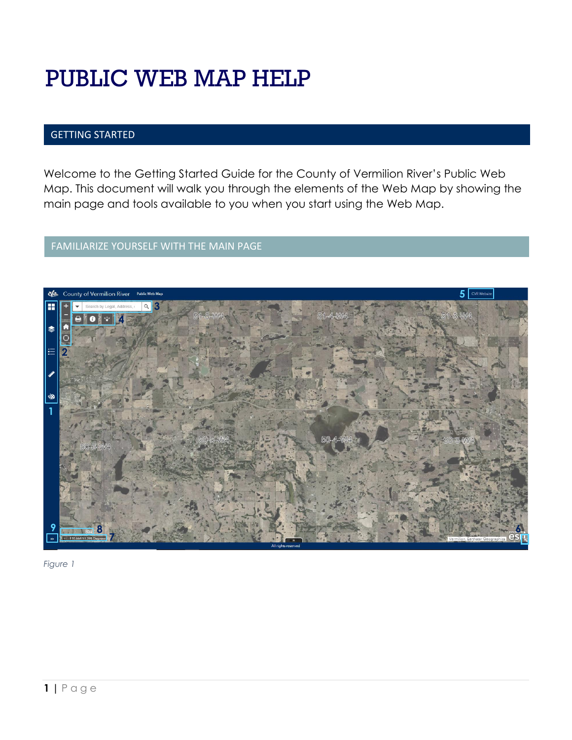# PUBLIC WEB MAP HELP

## GETTING STARTED

Welcome to the Getting Started Guide for the County of Vermilion River's Public Web Map. This document will walk you through the elements of the Web Map by showing the main page and tools available to you when you start using the Web Map.

## FAMILIARIZE YOURSELF WITH THE MAIN PAGE

*Figure 1*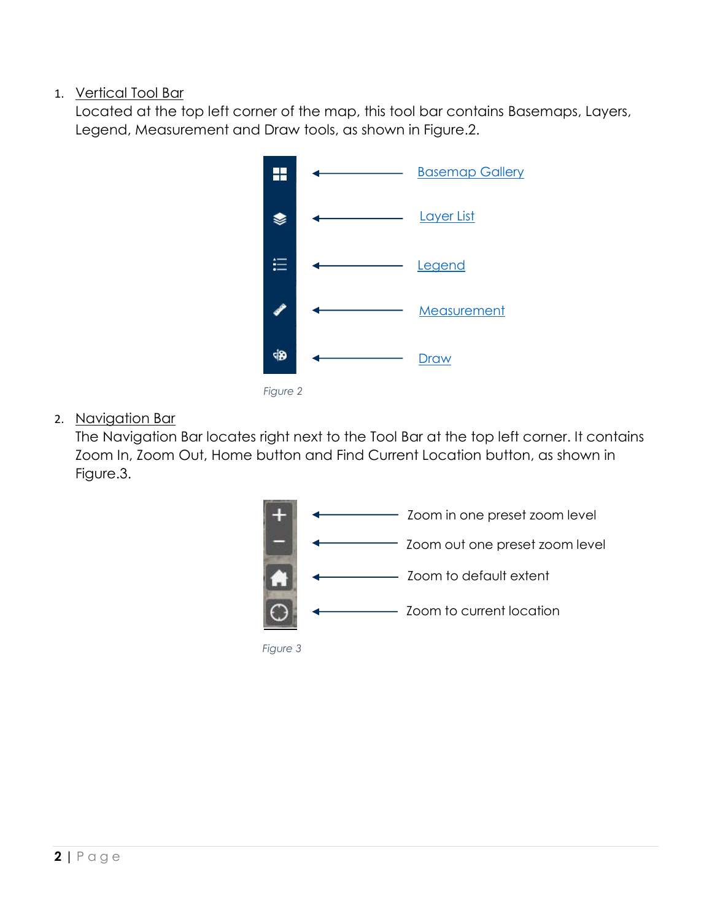1. Vertical Tool Bar

   Located at the top left corner of the map, this tool bar contains Basemaps, Layers, Legend, Measurement and Draw tools, as shown in Figure.2.

   - Basemap Gallery
   - Layer List
   - Legend
   - Measurement
   - Draw

   *Figure 2*

2. Navigation Bar

   The Navigation Bar locates right next to the Tool Bar at the top left corner. It contains Zoom In, Zoom Out, Home button and Find Current Location button, as shown in Figure.3.

   - Zoom in one preset zoom level
   - Zoom out one preset zoom level
   - Zoom to default extent
   - Zoom to current location

   *Figure 3*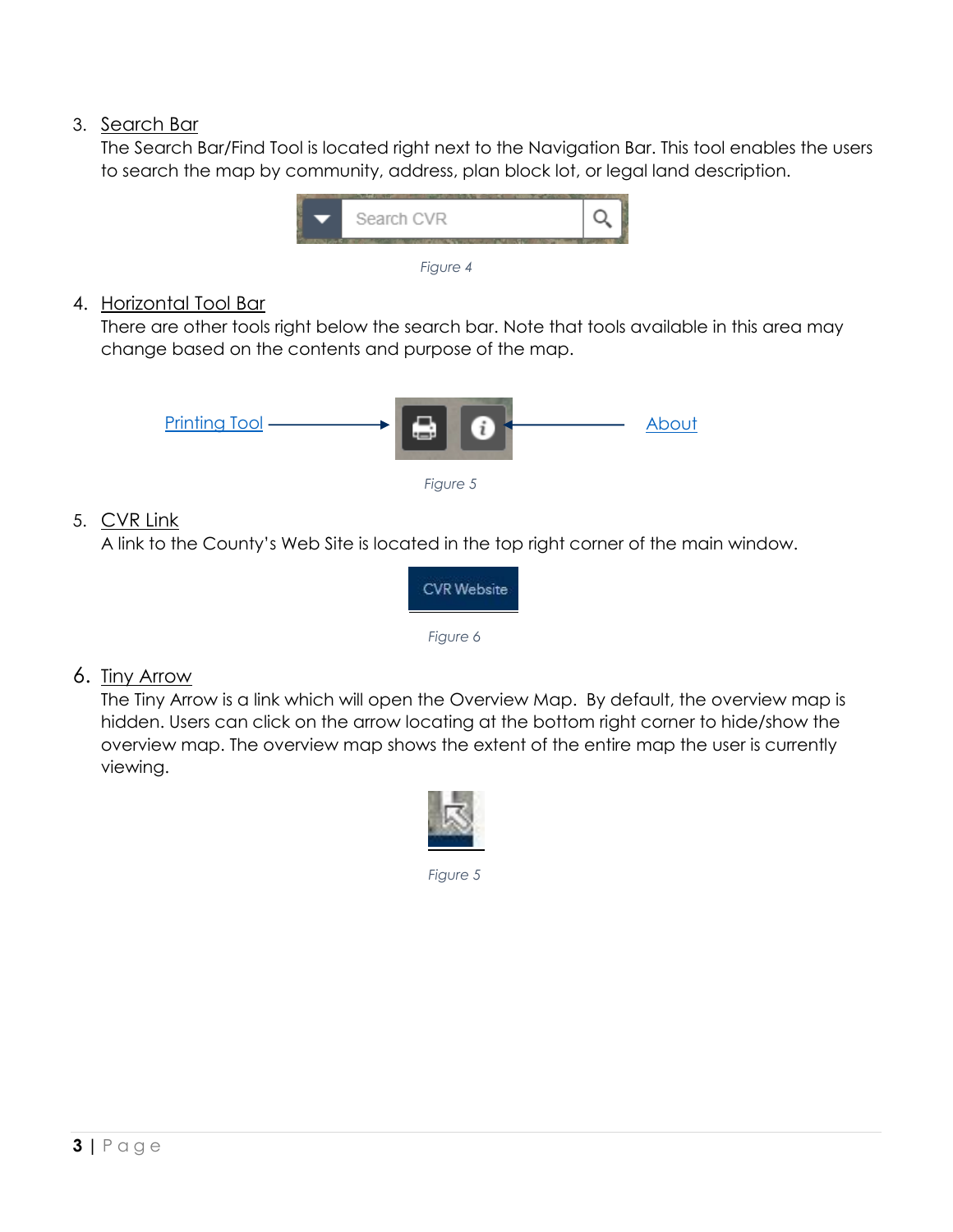3. Search Bar

   The Search Bar/Find Tool is located right next to the Navigation Bar. This tool enables the users to search the map by community, address, plan block lot, or legal land description.

*Figure 4*

4. Horizontal Tool Bar

   There are other tools right below the search bar. Note that tools available in this area may change based on the contents and purpose of the map.

Printing Tool

About

*Figure 5*

5. CVR Link

   A link to the County's Web Site is located in the top right corner of the main window.

*Figure 6*

6. Tiny Arrow

   The Tiny Arrow is a link which will open the Overview Map. By default, the overview map is hidden. Users can click on the arrow locating at the bottom right corner to hide/show the overview map. The overview map shows the extent of the entire map the user is currently viewing.

*Figure 5*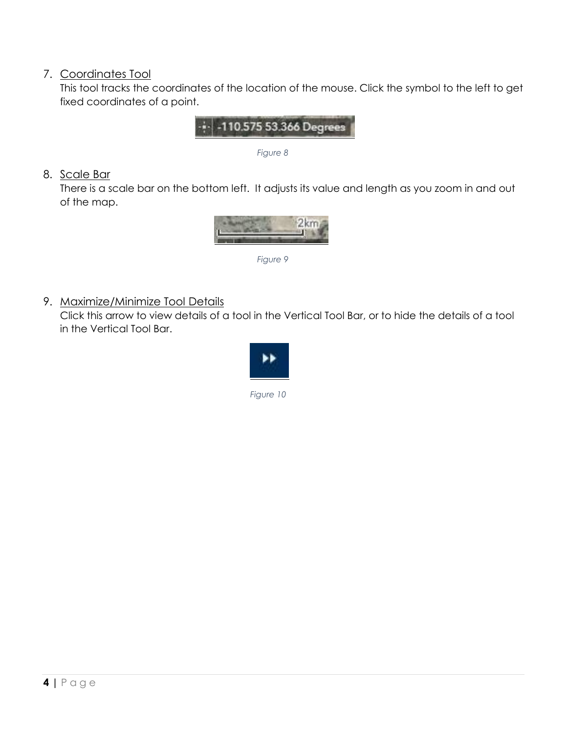7. Coordinates Tool

   This tool tracks the coordinates of the location of the mouse. Click the symbol to the left to get fixed coordinates of a point.

   *Figure 8*

8. Scale Bar

   There is a scale bar on the bottom left. It adjusts its value and length as you zoom in and out of the map.

   *Figure 9*

9. Maximize/Minimize Tool Details

   Click this arrow to view details of a tool in the Vertical Tool Bar, or to hide the details of a tool in the Vertical Tool Bar.

   *Figure 10*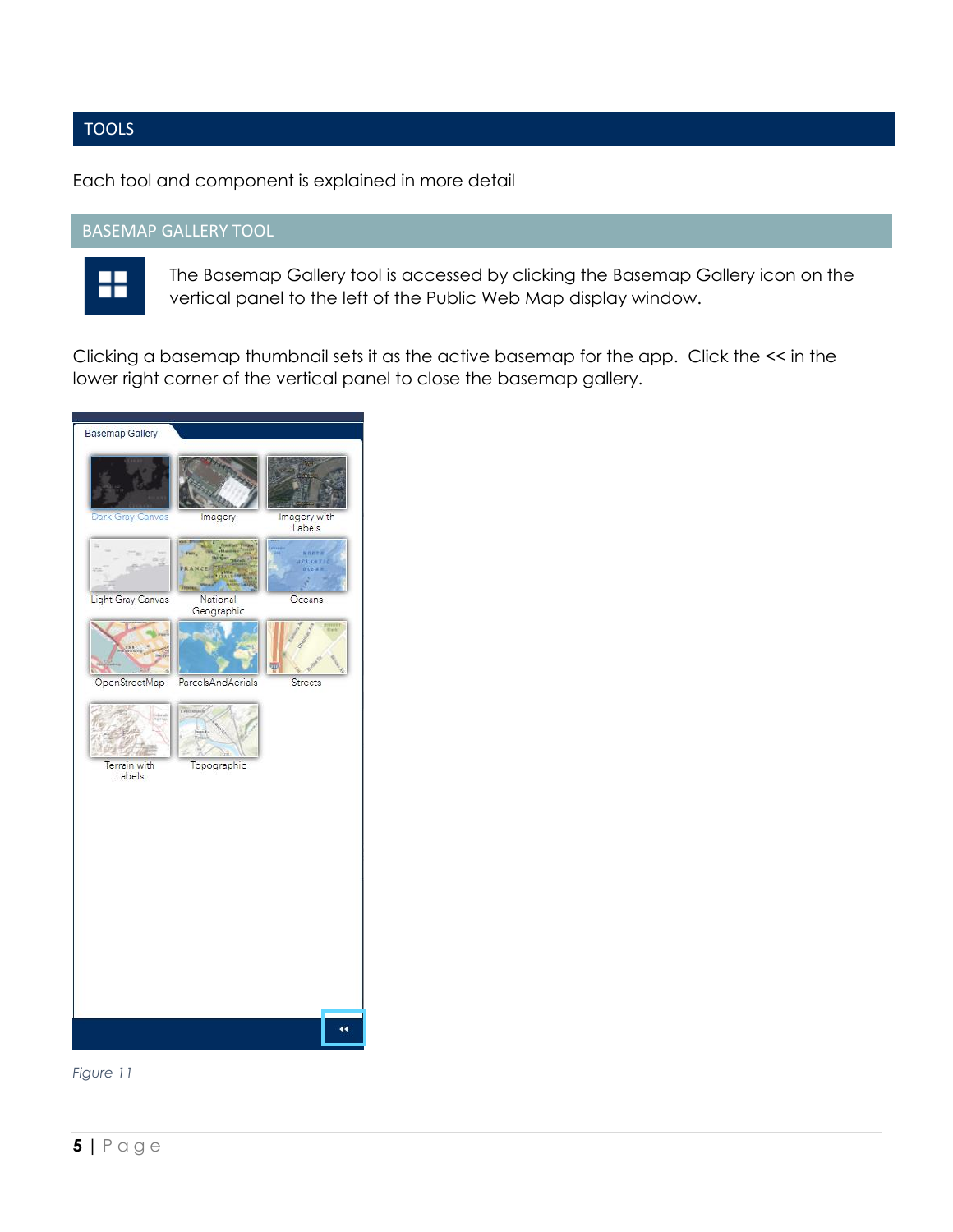## TOOLS

Each tool and component is explained in more detail

### BASEMAP GALLERY TOOL

The Basemap Gallery tool is accessed by clicking the Basemap Gallery icon on the vertical panel to the left of the Public Web Map display window.

Clicking a basemap thumbnail sets it as the active basemap for the app. Click the << in the lower right corner of the vertical panel to close the basemap gallery.

*Figure 11*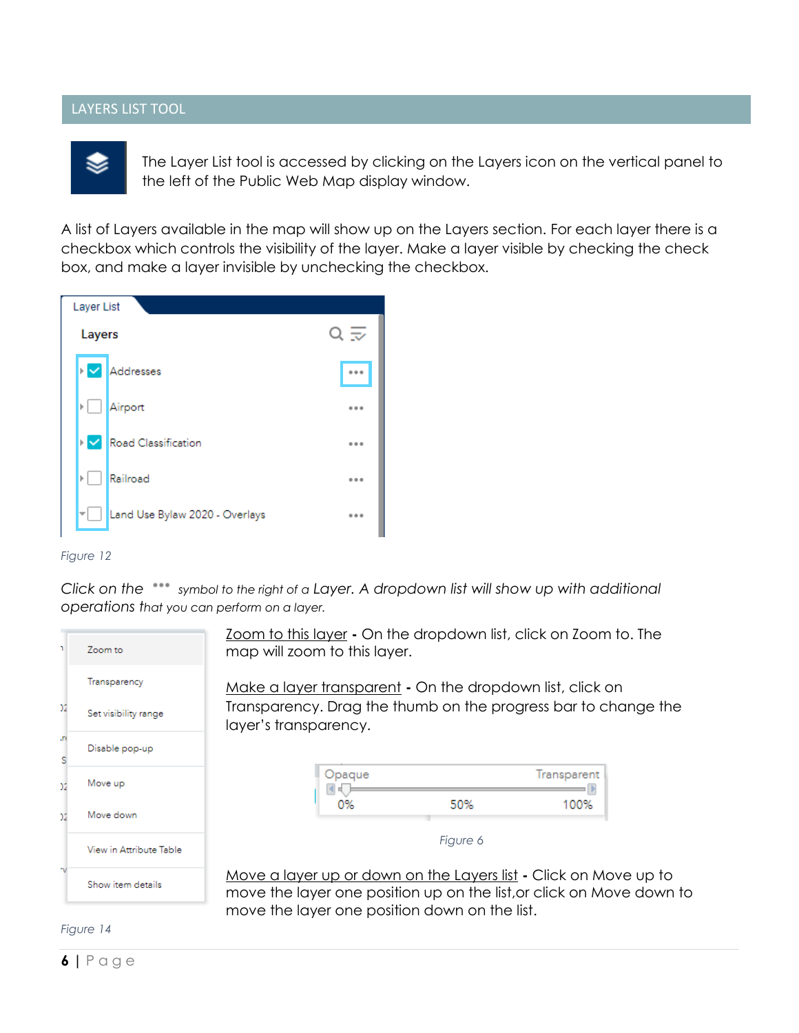## LAYERS LIST TOOL

The Layer List tool is accessed by clicking on the Layers icon on the vertical panel to the left of the Public Web Map display window.

A list of Layers available in the map will show up on the Layers section. For each layer there is a checkbox which controls the visibility of the layer. Make a layer visible by checking the check box, and make a layer invisible by unchecking the checkbox.

Figure 12

*Click on the ••• symbol to the right of a Layer. A dropdown list will show up with additional operations that you can perform on a layer.*

Zoom to this layer - On the dropdown list, click on Zoom to. The map will zoom to this layer.

Make a layer transparent - On the dropdown list, click on Transparency. Drag the thumb on the progress bar to change the layer's transparency.

Figure 6

Move a layer up or down on the Layers list - Click on Move up to move the layer one position up on the list,or click on Move down to move the layer one position down on the list.

Figure 14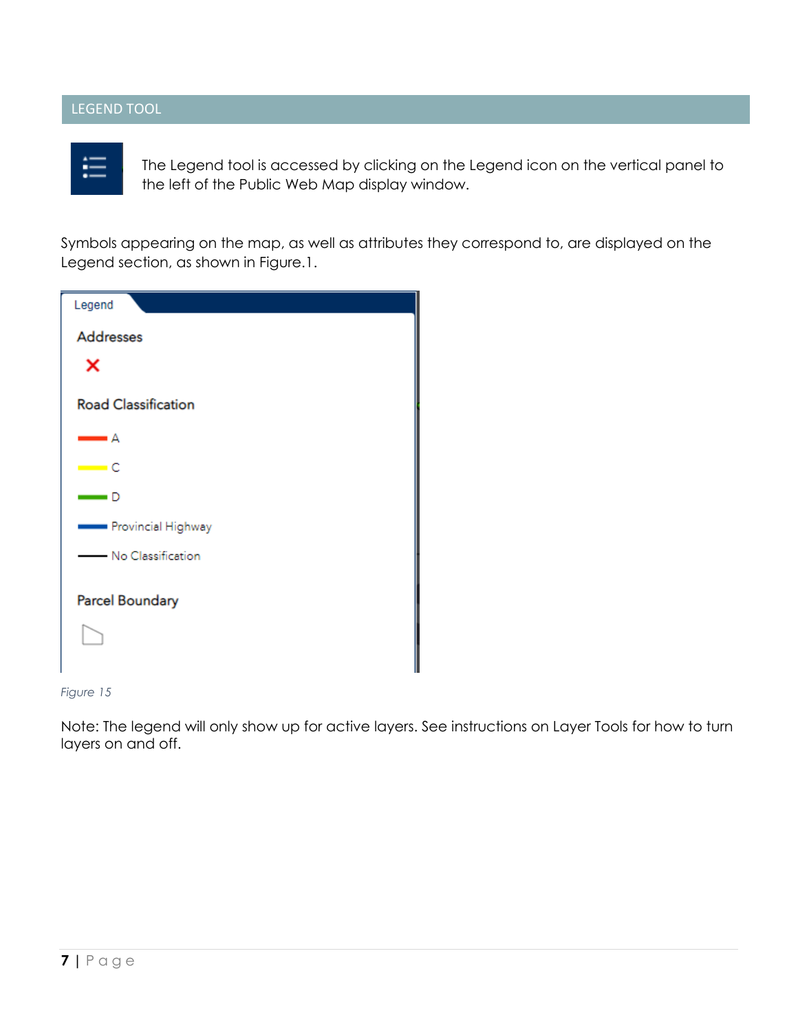## LEGEND TOOL

The Legend tool is accessed by clicking on the Legend icon on the vertical panel to the left of the Public Web Map display window.

Symbols appearing on the map, as well as attributes they correspond to, are displayed on the Legend section, as shown in Figure.1.

Legend

Addresses

Road Classification

A

C

D

Provincial Highway

No Classification

Parcel Boundary

*Figure 15*

Note: The legend will only show up for active layers. See instructions on Layer Tools for how to turn layers on and off.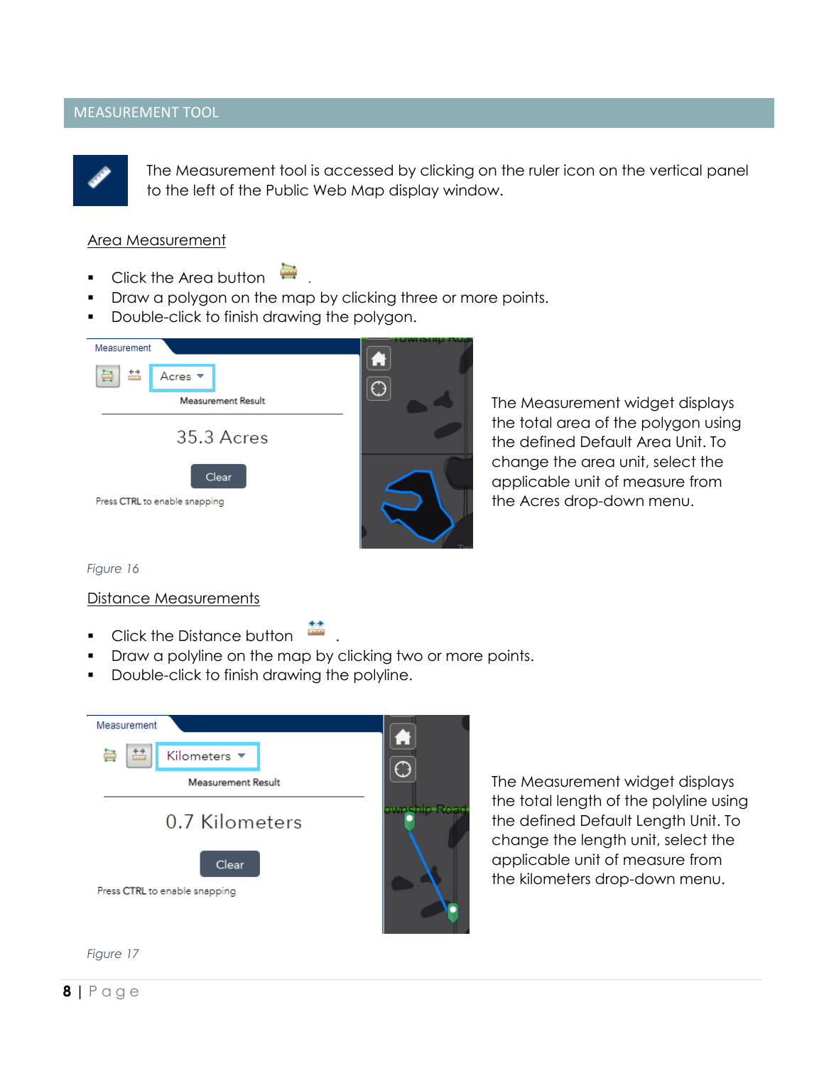## MEASUREMENT TOOL

The Measurement tool is accessed by clicking on the ruler icon on the vertical panel to the left of the Public Web Map display window.

### Area Measurement

- Click the Area button .
- Draw a polygon on the map by clicking three or more points.
- Double-click to finish drawing the polygon.

The Measurement widget displays the total area of the polygon using the defined Default Area Unit. To change the area unit, select the applicable unit of measure from the Acres drop-down menu.

*Figure 16*

### Distance Measurements

- Click the Distance button .
- Draw a polyline on the map by clicking two or more points.
- Double-click to finish drawing the polyline.

The Measurement widget displays the total length of the polyline using the defined Default Length Unit. To change the length unit, select the applicable unit of measure from the kilometers drop-down menu.

*Figure 17*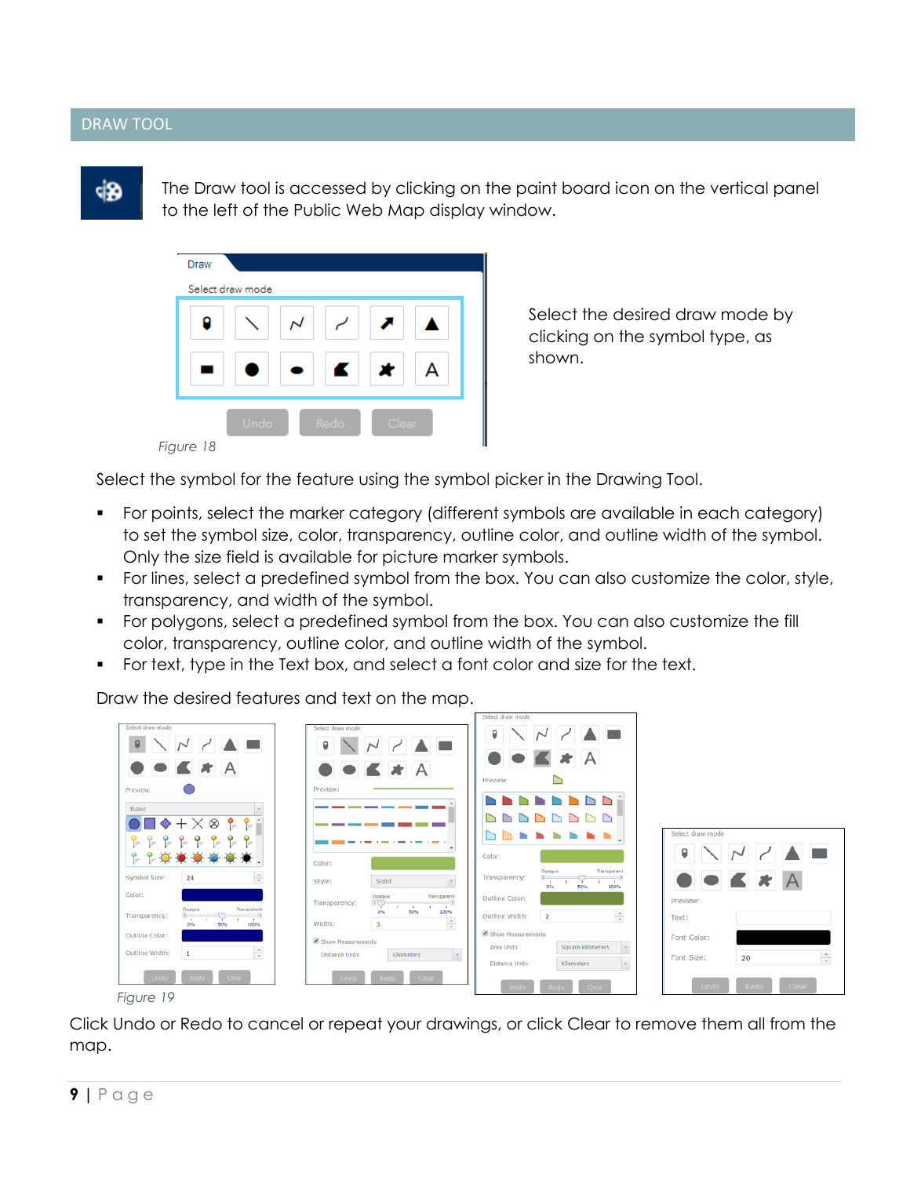## DRAW TOOL

The Draw tool is accessed by clicking on the paint board icon on the vertical panel to the left of the Public Web Map display window.

Select the desired draw mode by clicking on the symbol type, as shown.

*Figure 18*

Select the symbol for the feature using the symbol picker in the Drawing Tool.

- For points, select the marker category (different symbols are available in each category) to set the symbol size, color, transparency, outline color, and outline width of the symbol. Only the size field is available for picture marker symbols.
- For lines, select a predefined symbol from the box. You can also customize the color, style, transparency, and width of the symbol.
- For polygons, select a predefined symbol from the box. You can also customize the fill color, transparency, outline color, and outline width of the symbol.
- For text, type in the Text box, and select a font color and size for the text.

Draw the desired features and text on the map.

*Figure 19*

Click Undo or Redo to cancel or repeat your drawings, or click Clear to remove them all from the map.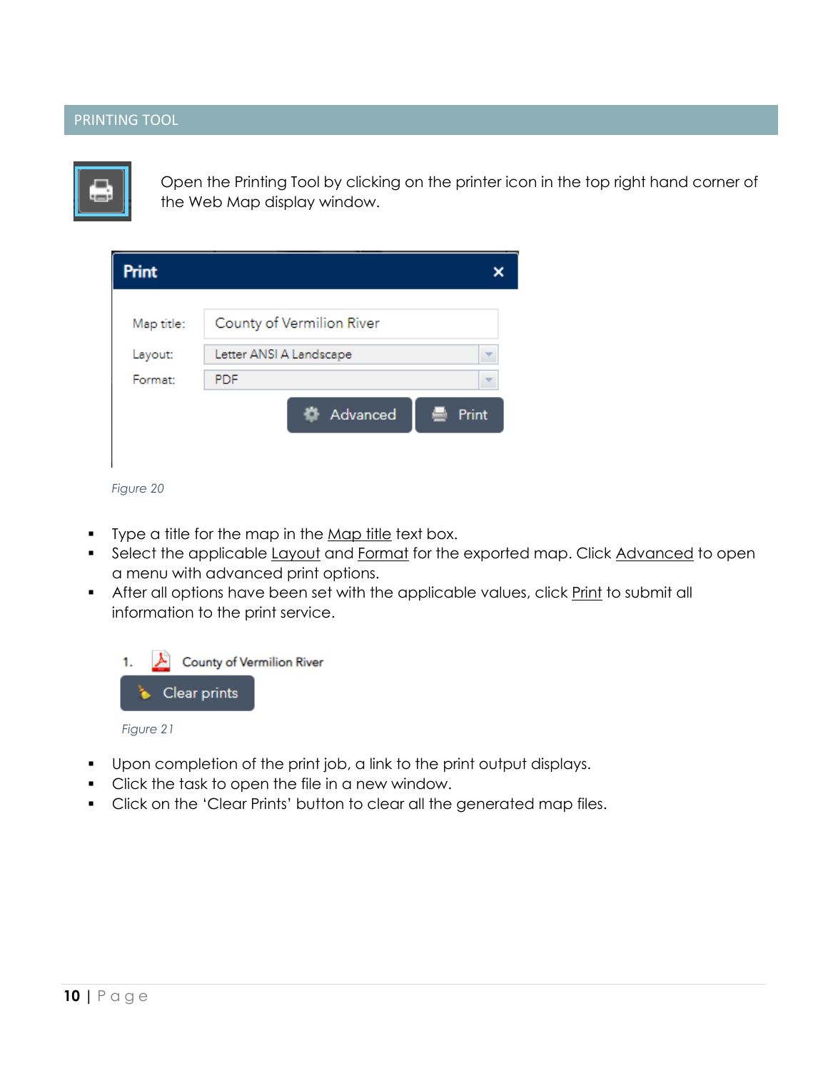## PRINTING TOOL

Open the Printing Tool by clicking on the printer icon in the top right hand corner of the Web Map display window.

Figure 20

- Type a title for the map in the Map title text box.
- Select the applicable Layout and Format for the exported map. Click Advanced to open a menu with advanced print options.
- After all options have been set with the applicable values, click Print to submit all information to the print service.

Figure 21

- Upon completion of the print job, a link to the print output displays.
- Click the task to open the file in a new window.
- Click on the 'Clear Prints' button to clear all the generated map files.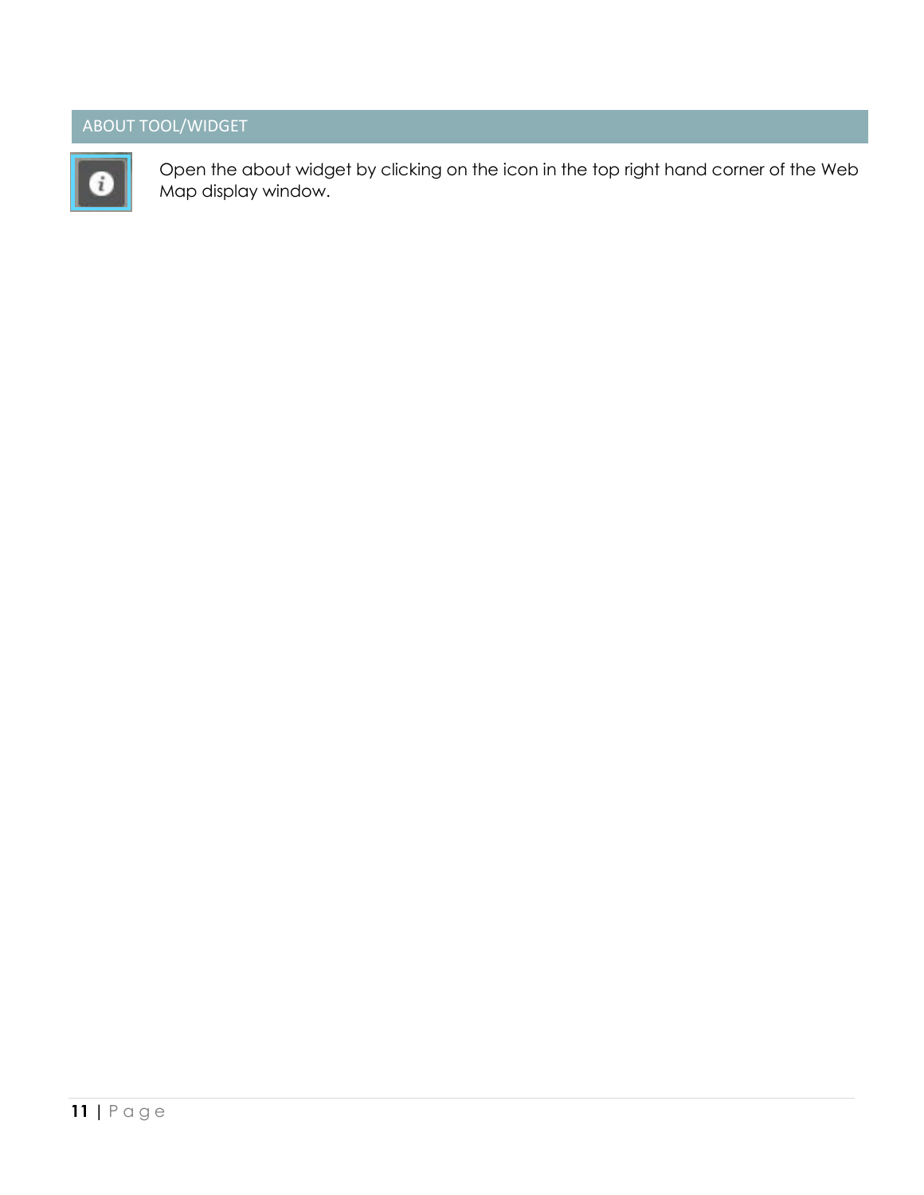## ABOUT TOOL/WIDGET

Open the about widget by clicking on the icon in the top right hand corner of the Web Map display window.